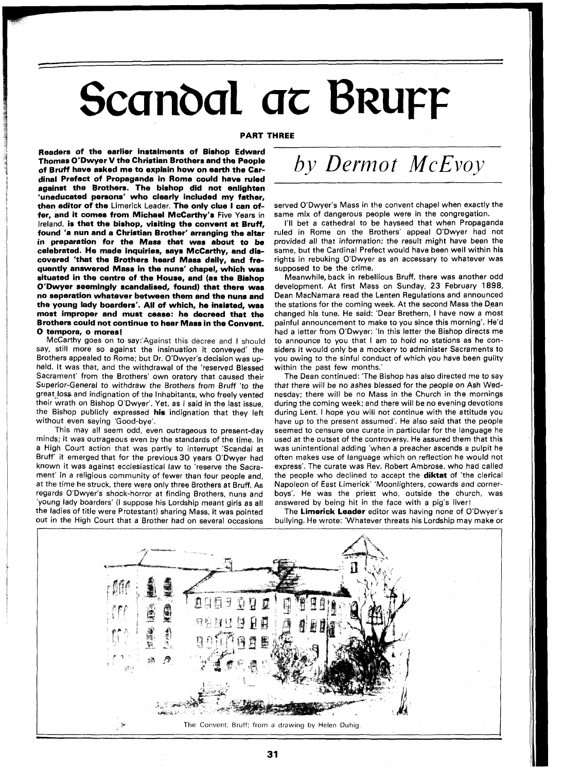# Scandal at Bruff

**PART THREE**

*by Dermot McEvoy*

**Readers of the earlier instalments of Bishop Edward Thomas O'Dwyer V the Christian Brothers and the People of Bruff have asked me to explain how on earth the Cardinal Prefect of Propaganda in Rome could have ruled against the Brothers. The bishop did not enlighten 'uneducated persons' who clearly included my father, then editor of the** Limerick Leader. **The only clue I can offer, and it comes from Michael McCarthy's** Five Years in Ireland, **is that the bishop, visiting the convent at Bruff, found 'a nun and a Christian Brother' arranging the altar in preparation for the Mass that was about to be celebrated. He made inquiries, says McCarthy, and discovered 'that the Brothers heard Mass daily, and frequently answered Mass in the nuns' chapel, which was situated in the centre of the House, and (as the Bishop O'Dwyer seemingly scandalised, found) that there was no seperation whatever between them and the nuns and the young lady boarders'. All of which, he insisted, was most improper and must cease: he decreed that the Brothers could not continue to hear Mass in the Convent. O tempora, o mores!**

McCarthy goes on to say:'Against this decree and I should say, still more so against the insinuation it conveyed' the Brothers appealed to Rome; but Dr. O'Dwyer's decision was upheld. It was that, and the withdrawal of the 'reserved Blessed Sacrament' from the Brothers' own oratory that caused their Superior-General to withdraw the Brothers from Bruff 'to the great loss and indignation of the Inhabitants, who freely vented their wrath on Bishop O'Dwyer'. Yet, as I said in the last issue, the Bishop publicly expressed **his** indignation that they left without even saying 'Good-bye'.

This may all seem odd, even outrageous to present-day minds; it was outrageous even by the standards of the time. In a High Court action that was partly to interrupt 'Scandal at Bruff' it emerged that for the previous 30 years O'Dwyer had known it was against ecclesiastical law to 'reserve the Sacrament' in a religious community of fewer than four people and, at the time he struck, there were only three Brothers at Bruff. As regards O'Dwyer's shock-horror at finding Brothers, nuns and 'young lady boarders' (I suppose his Lordship meant girls as all the ladies of title were Protestant) sharing Mass, it was pointed out in the High Court that a Brother had on several occasions served O'Dwyer's Mass in the convent chapel when exactly the same mix of dangerous people were in the congregation.

I'll bet a cathedral to be hayseed that when Propaganda ruled in Rome on the Brothers' appeal O'Dwyer had not provided all that information: the result might have been the same, but the Cardinal Prefect would have been well within his rights in rebuking O'Dwyer as an accessary to whatever was supposed to be the crime.

Meanwhile, back in rebellious Bruff, there was another odd development. At first Mass on Sunday, 23 February 1898, Dean MacNamara read the Lenten Regulations and announced the stations for the coming week. At the second Mass the Dean changed his tune. He said: 'Dear Brethren, I have now a most painful announcement to make to you since this morning'. He'd had a letter from O'Dwyer: 'In this letter the Bishop directs me to announce to you that I am to hold no stations as he considers it would only be a mockery to administer Sacraments to you owing to the sinful conduct of which you have been guilty within the past few months.'

The Dean continued: 'The Bishop has also directed me to say that there will be no ashes blessed for the people on Ash Wednesday; there will be no Mass in the Church in the mornings during the coming week; and there will be no evening devotions during Lent. I hope you will not continue with the attitude you have up to the present assumed'. He also said that the people seemed to censure one curate in particular for the language he used at the outset of the controversy. He assured them that this was unintentional adding 'when a preacher ascends a pulpit he often makes use of language which on reflection he would not express'. The curate was Rev. Robert Ambrose, who had called the people who declined to accept the **diktat** of 'the clerical Napoleon of East Limerick' 'Moonlighters, cowards and cornerboys'. He was the priest who, outside the church, was answered by being hit in the face with a pig's liver!

The **Limerick Leader** editor was having none of O'Dwyer's bullying. He wrote: 'Whatever threats his Lordship may make or

The Convent, Bruff; from a drawing by Helen Duhig.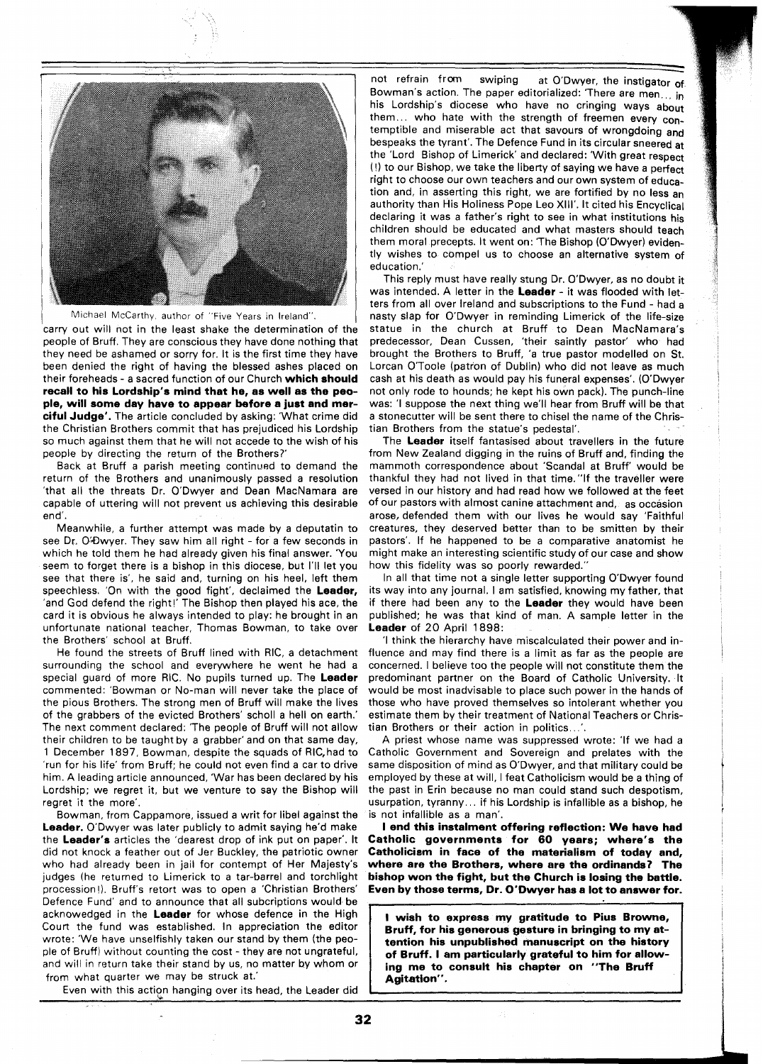Michael McCarthy, author of "Five Years in Ireland".

carry out will not in the least shake the determination of the people of Bruff. They are conscious they have done nothing that they need be ashamed or sorry for. It is the first time they have been denied the right of having the blessed ashes placed on their foreheads - a sacred function of our Church **which should recall to his Lordship's mind that he, as well as the people, will some day have to appear before a just and merciful Judge'.** The article concluded by asking: 'What crime did the Christian Brothers commit that has prejudiced his Lordship so much against them that he will not accede to the wish of his people by directing the return of the Brothers?'

Back at Bruff a parish meeting continued to demand the return of the Brothers and unanimously passed a resolution 'that all the threats Dr. O'Dwyer and Dean MacNamara are capable of uttering will not prevent us achieving this desirable end'.

Meanwhile, a further attempt was made by a deputatin to see Dr. O'Dwyer. They saw him all right - for a few seconds in which he told them he had already given his final answer. 'You seem to forget there is a bishop in this diocese, but I'll let you see that there is', he said and, turning on his heel, left them speechless. 'On with the good fight', declaimed the **Leader**, 'and God defend the right!' The Bishop then played his ace, the card it is obvious he always intended to play: he brought in an unfortunate national teacher, Thomas Bowman, to take over the Brothers' school at Bruff.

He found the streets of Bruff lined with RIC, a detachment surrounding the school and everywhere he went he had a special guard of more RIC. No pupils turned up. The **Leader** commented: 'Bowman or No-man will never take the place of the pious Brothers. The strong men of Bruff will make the lives of the grabbers of the evicted Brothers' scholl a hell on earth.' The next comment declared: 'The people of Bruff will not allow their children to be taught by a grabber' and on that same day, 1 December 1897, Bowman, despite the squads of RIC, had to 'run for his life' from Bruff; he could not even find a car to drive him. A leading article announced, 'War has been declared by his Lordship; we regret it, but we venture to say the Bishop will regret it the more'.

Bowman, from Cappamore, issued a writ for libel against the **Leader.** O'Dwyer was later publicly to admit saying he'd make the **Leader's** articles the 'dearest drop of ink put on paper'. It did not knock a feather out of Jer Buckley, the patriotic owner who had already been in jail for contempt of Her Majesty's judges (he returned to Limerick to a tar-barrel and torchlight procession!). Bruff's retort was to open a 'Christian Brothers' Defence Fund' and to announce that all subcriptions would be acknowledged in the **Leader** for whose defence in the High Court the fund was established. In appreciation the editor wrote: 'We have unselfishly taken our stand by them (the people of Bruff) without counting the cost - they are not ungrateful, and will in return take their stand by us, no matter by whom or from what quarter we may be struck at.'

Even with this action hanging over its head, the Leader did not refrain from swiping at O'Dwyer, the instigator of Bowman's action. The paper editorialized: 'There are men... in his Lordship's diocese who have no cringing ways about them... who hate with the strength of freemen every contemptible and miserable act that savours of wrongdoing and bespeaks the tyrant'. The Defence Fund in its circular sneered at the 'Lord Bishop of Limerick' and declared: 'With great respect (!) to our Bishop, we take the liberty of saying we have a perfect right to choose our own teachers and our own system of education and, in asserting this right, we are fortified by no less an authority than His Holiness Pope Leo XIII'. It cited his Encyclical declaring it was a father's right to see in what institutions his children should be educated and what masters should teach them moral precepts. It went on: 'The Bishop (O'Dwyer) evidently wishes to compel us to choose an alternative system of education.'

This reply must have really stung Dr. O'Dwyer, as no doubt it was intended. A letter in the **Leader** - it was flooded with letters from all over Ireland and subscriptions to the Fund - had a nasty slap for O'Dwyer in reminding Limerick of the life-size statue in the church at Bruff to Dean MacNamara's predecessor, Dean Cussen, 'their saintly pastor' who had brought the Brothers to Bruff, 'a true pastor modelled on St. Lorcan O'Toole (patron of Dublin) who did not leave as much cash at his death as would pay his funeral expenses'. (O'Dwyer not only rode to hounds; he kept his own pack). The punch-line was: 'I suppose the next thing we'll hear from Bruff will be that a stonecutter will be sent there to chisel the name of the Christian Brothers from the statue's pedestal'.

The **Leader** itself fantasised about travellers in the future from New Zealand digging in the ruins of Bruff and, finding the mammoth correspondence about 'Scandal at Bruff' would be thankful they had not lived in that time."If the traveller were versed in our history and had read how we followed at the feet of our pastors with almost canine attachment and, as occasion arose, defended them with our lives he would say 'Faithful creatures, they deserved better than to be smitten by their pastors'. If he happened to be a comparative anatomist he might make an interesting scientific study of our case and show how this fidelity was so poorly rewarded."

In all that time not a single letter supporting O'Dwyer found its way into any journal. I am satisfied, knowing my father, that if there had been any to the **Leader** they would have been published; he was that kind of man. A sample letter in the **Leader** of 20 April 1898:

'I think the hierarchy have miscalculated their power and influence and may find there is a limit as far as the people are concerned. I believe too the people will not constitute them the predominant partner on the Board of Catholic University. It would be most inadvisable to place such power in the hands of those who have proved themselves so intolerant whether you estimate them by their treatment of National Teachers or Christian Brothers or their action in politics...'.

A priest whose name was suppressed wrote: 'If we had a Catholic Government and Sovereign and prelates with the same disposition of mind as O'Dwyer, and that military could be employed by these at will, I feat Catholicism would be a thing of the past in Erin because no man could stand such despotism, usurpation, tyranny... if his Lordship is infallible as a bishop, he is not infallible as a man'.

**I end this instalment offering reflection: We have had Catholic governments for 60 years; where's the Catholicism in face of the materialism of today and, where are the Brothers, where are the ordinands? The bishop won the fight, but the Church is losing the battle. Even by those terms, Dr. O'Dwyer has a lot to answer for.**

**I wish to express my gratitude to Pius Browne, Bruff, for his generous gesture in bringing to my attention his unpublished manuscript on the history of Bruff. I am particularly grateful to him for allowing me to consult his chapter on "The Bruff Agitation".**